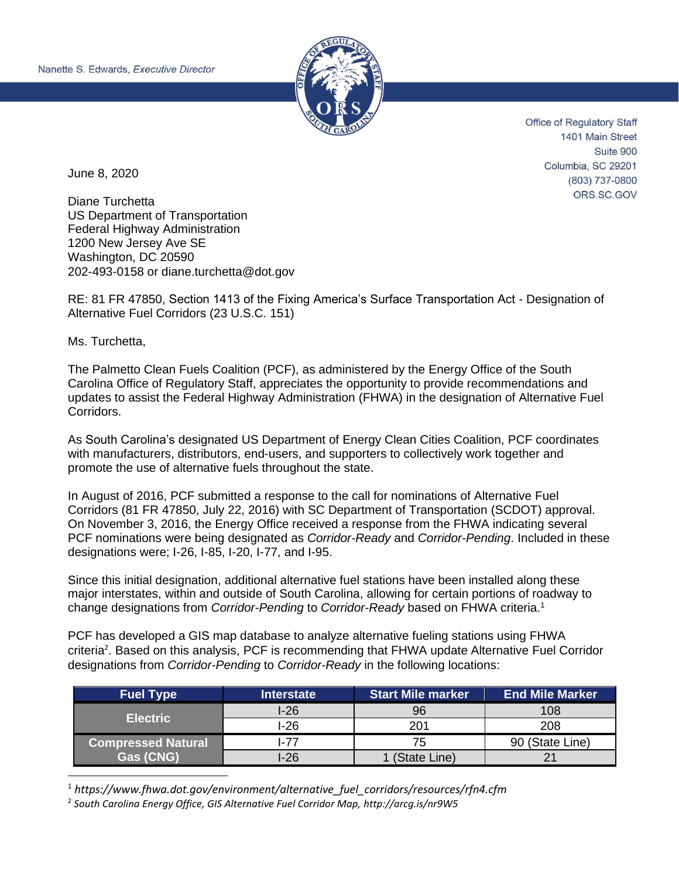Nanette S. Edwards, *Executive Director*

Office of Regulatory Staff
1401 Main Street
Suite 900
Columbia, SC 29201
(803) 737-0800
ORS.SC.GOV

June 8, 2020

Diane Turchetta
US Department of Transportation
Federal Highway Administration
1200 New Jersey Ave SE
Washington, DC 20590
202-493-0158 or diane.turchetta@dot.gov

RE: 81 FR 47850, Section 1413 of the Fixing America's Surface Transportation Act - Designation of Alternative Fuel Corridors (23 U.S.C. 151)

Ms. Turchetta,

The Palmetto Clean Fuels Coalition (PCF), as administered by the Energy Office of the South Carolina Office of Regulatory Staff, appreciates the opportunity to provide recommendations and updates to assist the Federal Highway Administration (FHWA) in the designation of Alternative Fuel Corridors.

As South Carolina's designated US Department of Energy Clean Cities Coalition, PCF coordinates with manufacturers, distributors, end-users, and supporters to collectively work together and promote the use of alternative fuels throughout the state.

In August of 2016, PCF submitted a response to the call for nominations of Alternative Fuel Corridors (81 FR 47850, July 22, 2016) with SC Department of Transportation (SCDOT) approval. On November 3, 2016, the Energy Office received a response from the FHWA indicating several PCF nominations were being designated as *Corridor-Ready* and *Corridor-Pending*. Included in these designations were; I-26, I-85, I-20, I-77, and I-95.

Since this initial designation, additional alternative fuel stations have been installed along these major interstates, within and outside of South Carolina, allowing for certain portions of roadway to change designations from *Corridor-Pending* to *Corridor-Ready* based on FHWA criteria.[1]

PCF has developed a GIS map database to analyze alternative fueling stations using FHWA criteria[2]. Based on this analysis, PCF is recommending that FHWA update Alternative Fuel Corridor designations from *Corridor-Pending* to *Corridor-Ready* in the following locations:

| Fuel Type | Interstate | Start Mile marker | End Mile Marker |
|---|---|---|---|
| Electric | I-26 | 96 | 108 |
| | I-26 | 201 | 208 |
| Compressed Natural Gas (CNG) | I-77 | 75 | 90 (State Line) |
| | I-26 | 1 (State Line) | 21 |

[1] *https://www.fhwa.dot.gov/environment/alternative_fuel_corridors/resources/rfn4.cfm*

[2] *South Carolina Energy Office, GIS Alternative Fuel Corridor Map, http://arcg.is/nr9W5*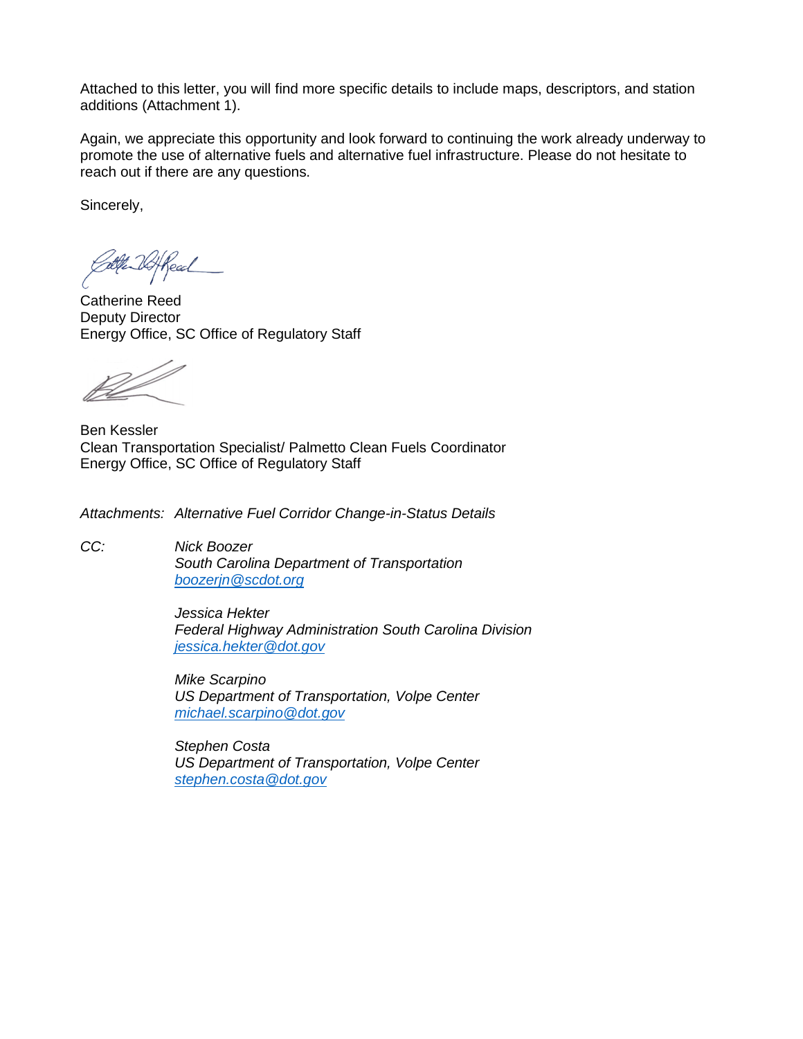Attached to this letter, you will find more specific details to include maps, descriptors, and station additions (Attachment 1).

Again, we appreciate this opportunity and look forward to continuing the work already underway to promote the use of alternative fuels and alternative fuel infrastructure. Please do not hesitate to reach out if there are any questions.

Sincerely,

Catherine Reed
Deputy Director
Energy Office, SC Office of Regulatory Staff

Ben Kessler
Clean Transportation Specialist/ Palmetto Clean Fuels Coordinator
Energy Office, SC Office of Regulatory Staff

*Attachments: Alternative Fuel Corridor Change-in-Status Details*

*CC:*

*Nick Boozer*
*South Carolina Department of Transportation*
*boozerjn@scdot.org*

*Jessica Hekter*
*Federal Highway Administration South Carolina Division*
*jessica.hekter@dot.gov*

*Mike Scarpino*
*US Department of Transportation, Volpe Center*
*michael.scarpino@dot.gov*

*Stephen Costa*
*US Department of Transportation, Volpe Center*
*stephen.costa@dot.gov*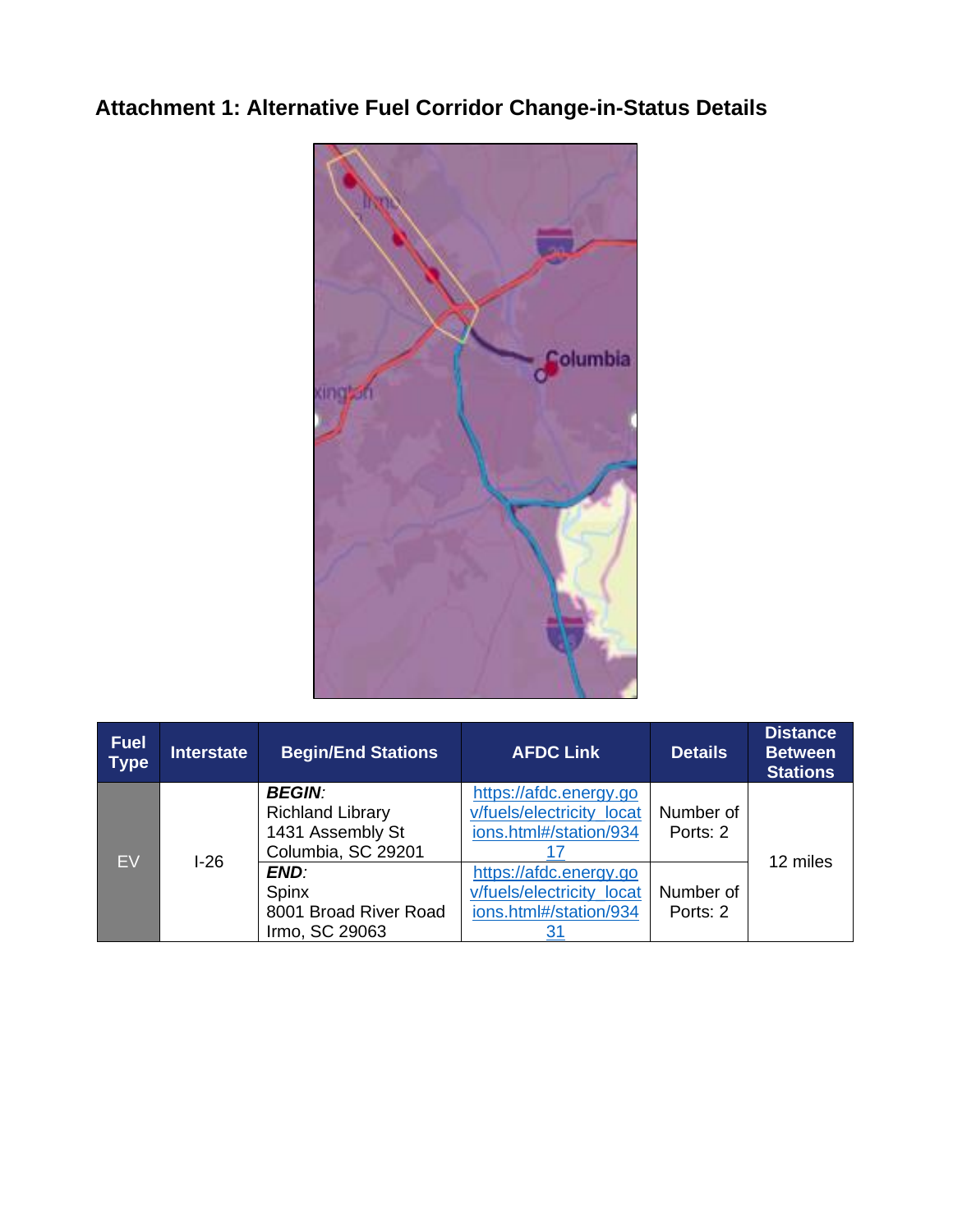# Attachment 1: Alternative Fuel Corridor Change-in-Status Details

| Fuel Type | Interstate | Begin/End Stations | AFDC Link | Details | Distance Between Stations |
|---|---|---|---|---|---|
| EV | I-26 | ***BEGIN***: Richland Library 1431 Assembly St Columbia, SC 29201 | https://afdc.energy.gov/fuels/electricity_locations.html#/station/93417 | Number of Ports: 2 | 12 miles |
| | | ***END***: Spinx 8001 Broad River Road Irmo, SC 29063 | https://afdc.energy.gov/fuels/electricity_locations.html#/station/93431 | Number of Ports: 2 | |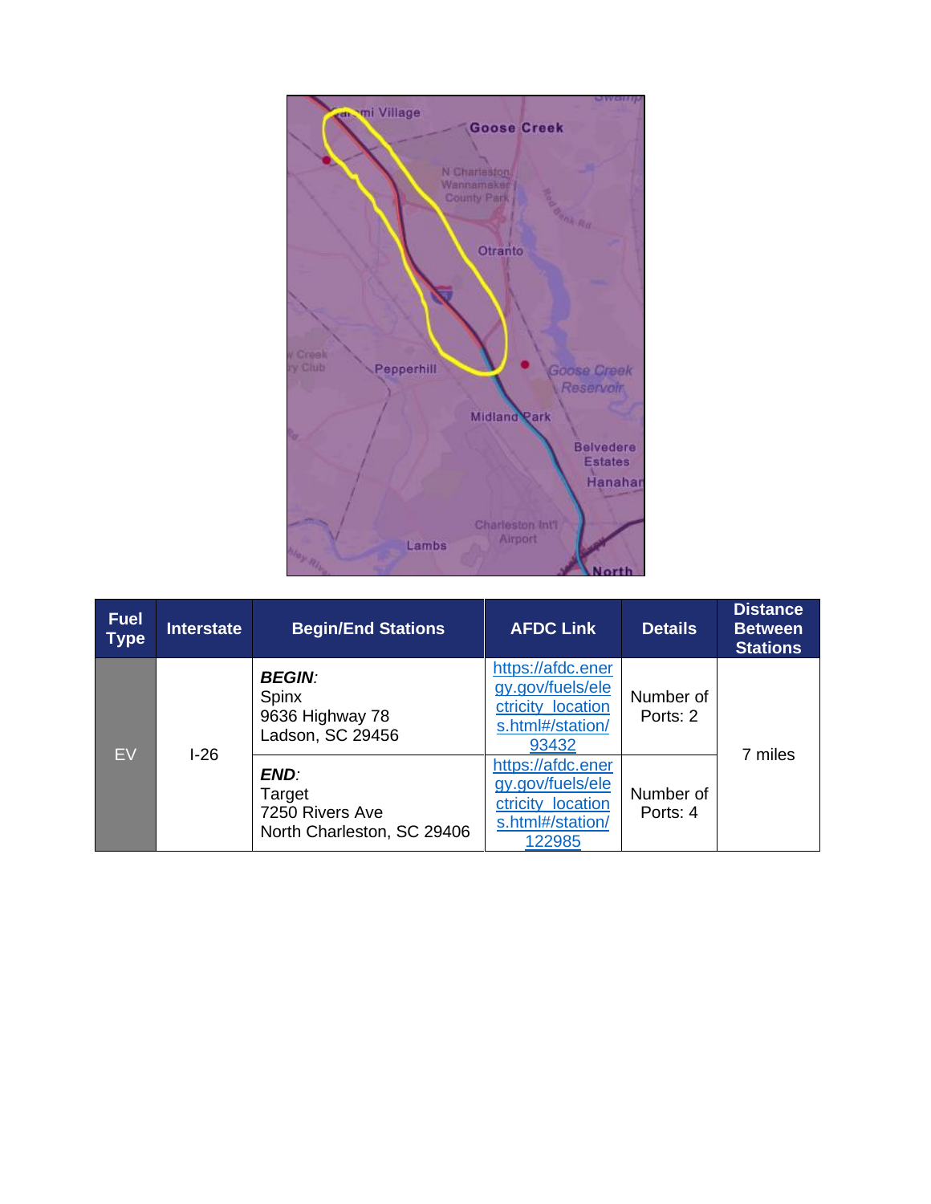| Fuel Type | Interstate | Begin/End Stations | AFDC Link | Details | Distance Between Stations |
|---|---|---|---|---|---|
| EV | I-26 | ***BEGIN**:* Spinx 9636 Highway 78 Ladson, SC 29456 | https://afdc.energy.gov/fuels/electricity_locations.html#/station/93432 | Number of Ports: 2 | 7 miles |
| | | ***END**:* Target 7250 Rivers Ave North Charleston, SC 29406 | https://afdc.energy.gov/fuels/electricity_locations.html#/station/122985 | Number of Ports: 4 | |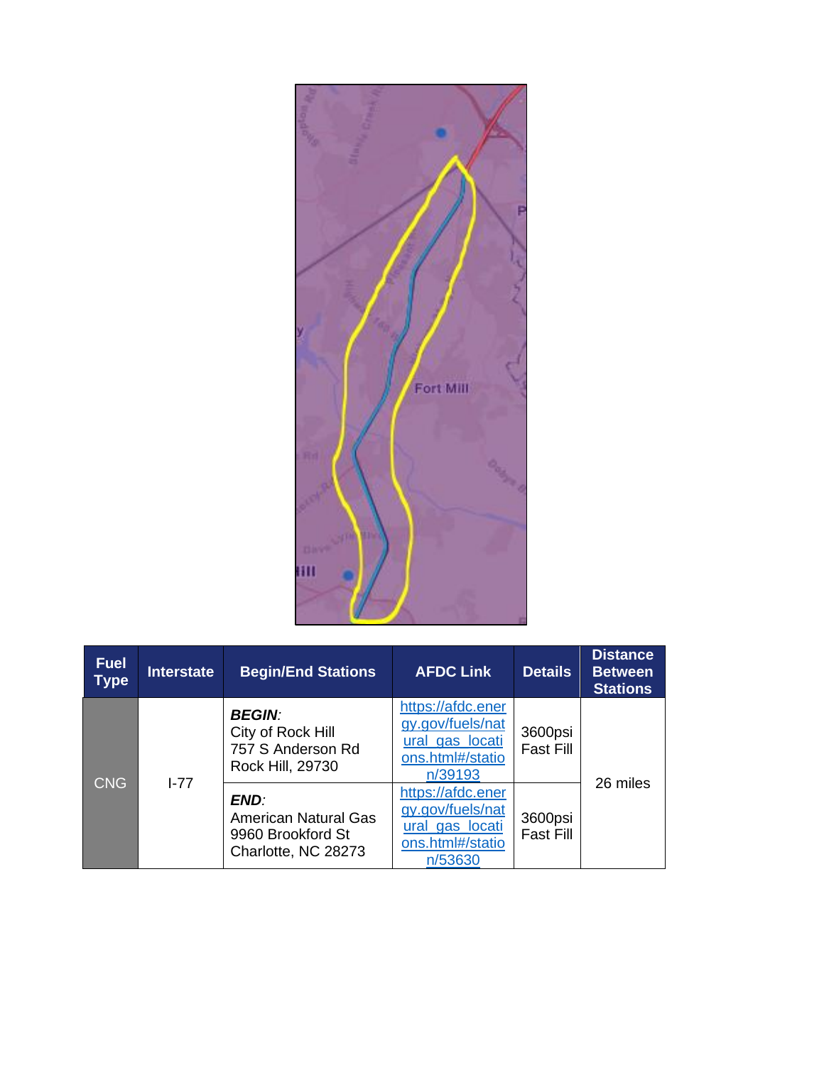| Fuel Type | Interstate | Begin/End Stations | AFDC Link | Details | Distance Between Stations |
|---|---|---|---|---|---|
| CNG | I-77 | ***BEGIN**:* City of Rock Hill 757 S Anderson Rd Rock Hill, 29730 | https://afdc.energy.gov/fuels/natural_gas_locations.html#/station/39193 | 3600psi Fast Fill | 26 miles |
| | | ***END**:* American Natural Gas 9960 Brookford St Charlotte, NC 28273 | https://afdc.energy.gov/fuels/natural_gas_locations.html#/station/53630 | 3600psi Fast Fill | |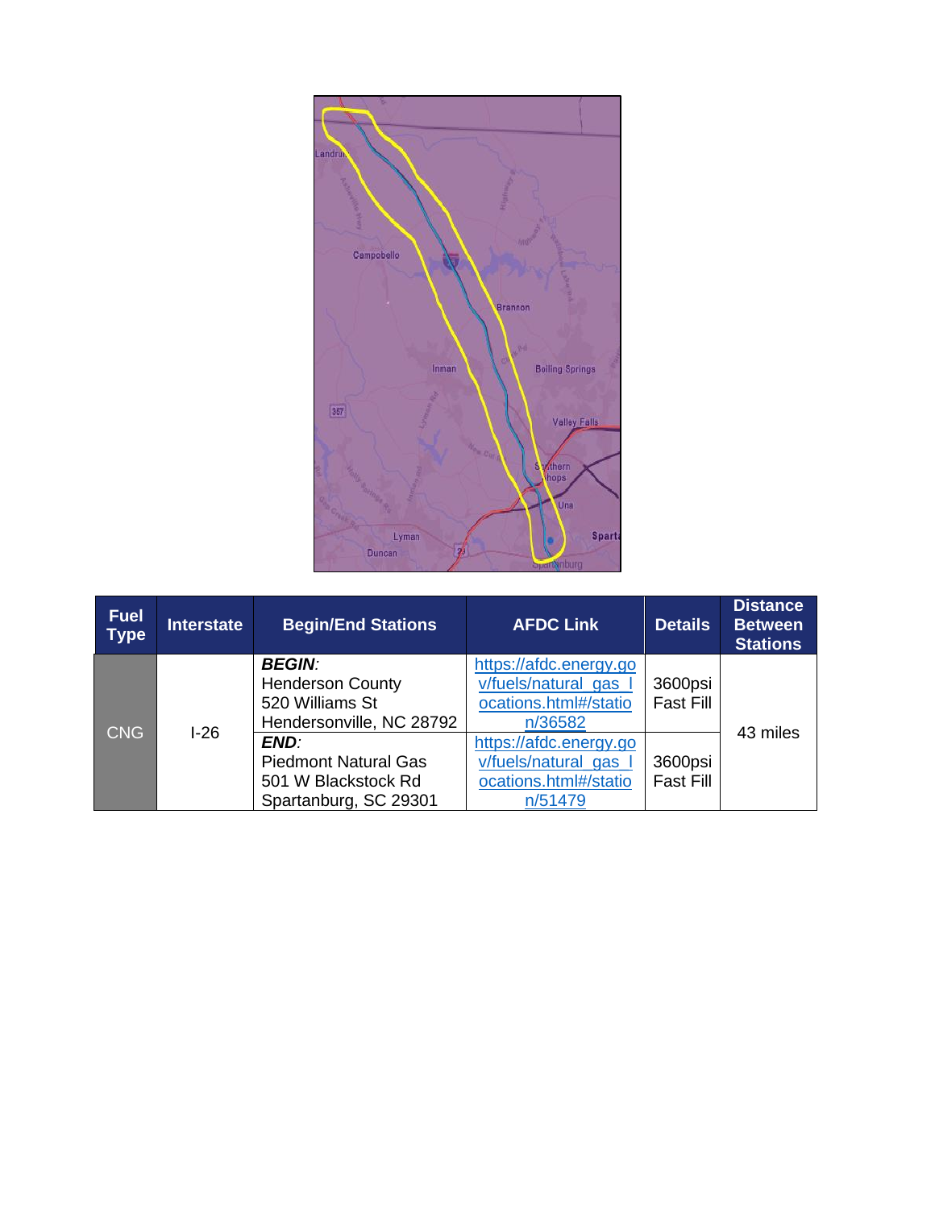Landrum

Campobello

Brannon

Inman

Boiling Springs

Valley Falls

Southern Shops

Una

Lyman

Duncan

Spartanburg

| Fuel Type | Interstate | Begin/End Stations | AFDC Link | Details | Distance Between Stations |
|---|---|---|---|---|---|
| CNG | I-26 | ***BEGIN***: Henderson County 520 Williams St Hendersonville, NC 28792 | https://afdc.energy.gov/fuels/natural_gas_locations.html#/station/36582 | 3600psi Fast Fill | 43 miles |
| | | ***END***: Piedmont Natural Gas 501 W Blackstock Rd Spartanburg, SC 29301 | https://afdc.energy.gov/fuels/natural_gas_locations.html#/station/51479 | 3600psi Fast Fill | |